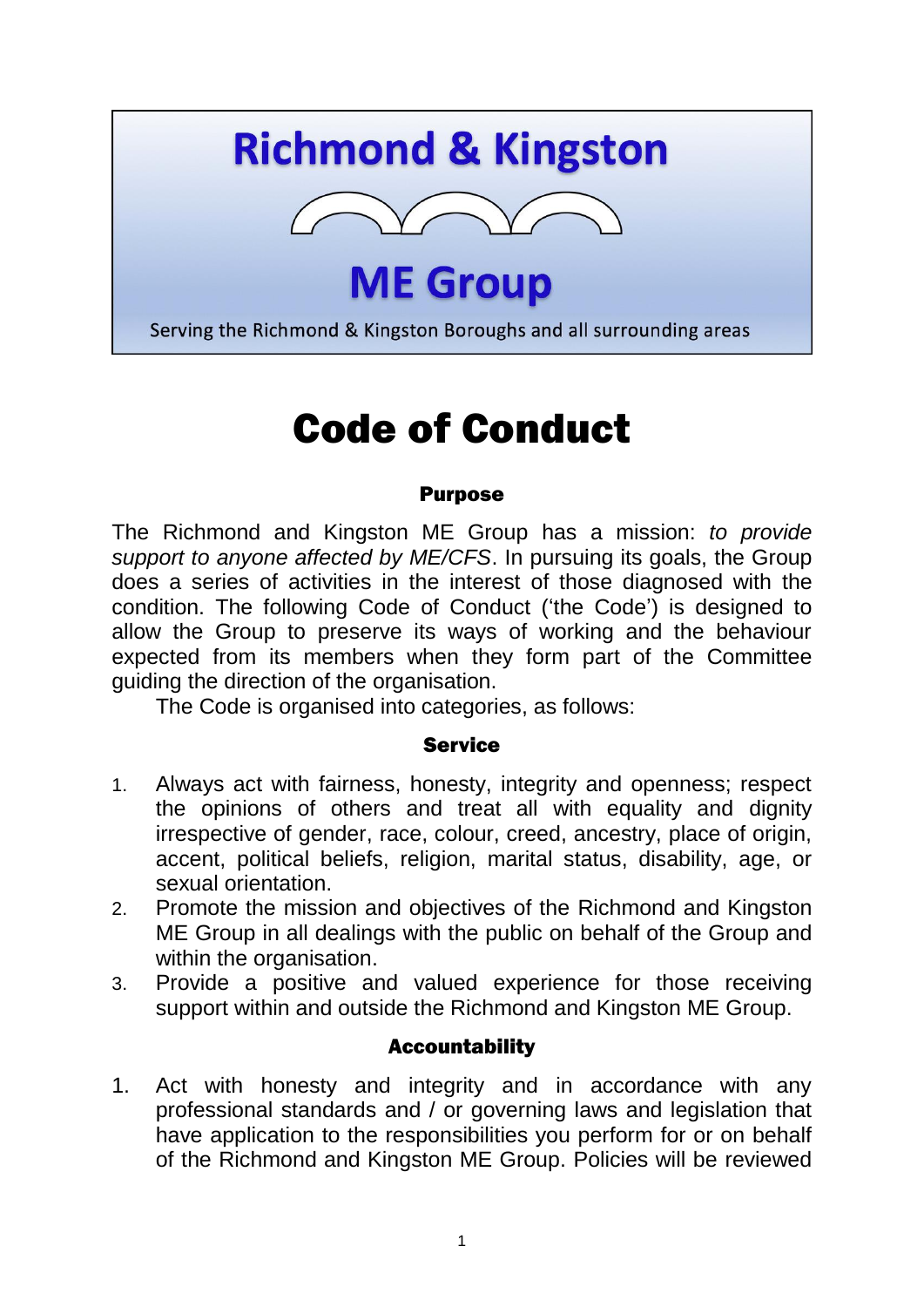Richmond & Kingston

ME Group

Serving the Richmond & Kingston Boroughs and all surrounding areas

# Code of Conduct

## Purpose

The Richmond and Kingston ME Group has a mission: *to provide support to anyone affected by ME/CFS*. In pursuing its goals, the Group does a series of activities in the interest of those diagnosed with the condition. The following Code of Conduct ('the Code') is designed to allow the Group to preserve its ways of working and the behaviour expected from its members when they form part of the Committee guiding the direction of the organisation.

The Code is organised into categories, as follows:

## Service

1. Always act with fairness, honesty, integrity and openness; respect the opinions of others and treat all with equality and dignity irrespective of gender, race, colour, creed, ancestry, place of origin, accent, political beliefs, religion, marital status, disability, age, or sexual orientation.
2. Promote the mission and objectives of the Richmond and Kingston ME Group in all dealings with the public on behalf of the Group and within the organisation.
3. Provide a positive and valued experience for those receiving support within and outside the Richmond and Kingston ME Group.

## Accountability

1. Act with honesty and integrity and in accordance with any professional standards and / or governing laws and legislation that have application to the responsibilities you perform for or on behalf of the Richmond and Kingston ME Group. Policies will be reviewed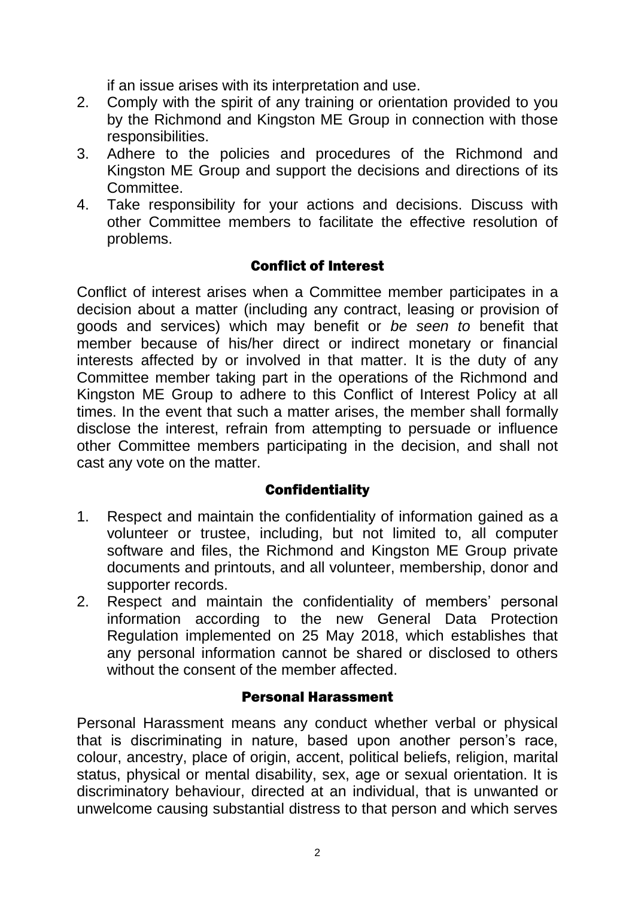if an issue arises with its interpretation and use.

2. Comply with the spirit of any training or orientation provided to you by the Richmond and Kingston ME Group in connection with those responsibilities.
3. Adhere to the policies and procedures of the Richmond and Kingston ME Group and support the decisions and directions of its Committee.
4. Take responsibility for your actions and decisions. Discuss with other Committee members to facilitate the effective resolution of problems.

## Conflict of Interest

Conflict of interest arises when a Committee member participates in a decision about a matter (including any contract, leasing or provision of goods and services) which may benefit or *be seen to* benefit that member because of his/her direct or indirect monetary or financial interests affected by or involved in that matter. It is the duty of any Committee member taking part in the operations of the Richmond and Kingston ME Group to adhere to this Conflict of Interest Policy at all times. In the event that such a matter arises, the member shall formally disclose the interest, refrain from attempting to persuade or influence other Committee members participating in the decision, and shall not cast any vote on the matter.

## Confidentiality

1. Respect and maintain the confidentiality of information gained as a volunteer or trustee, including, but not limited to, all computer software and files, the Richmond and Kingston ME Group private documents and printouts, and all volunteer, membership, donor and supporter records.
2. Respect and maintain the confidentiality of members' personal information according to the new General Data Protection Regulation implemented on 25 May 2018, which establishes that any personal information cannot be shared or disclosed to others without the consent of the member affected.

## Personal Harassment

Personal Harassment means any conduct whether verbal or physical that is discriminating in nature, based upon another person's race, colour, ancestry, place of origin, accent, political beliefs, religion, marital status, physical or mental disability, sex, age or sexual orientation. It is discriminatory behaviour, directed at an individual, that is unwanted or unwelcome causing substantial distress to that person and which serves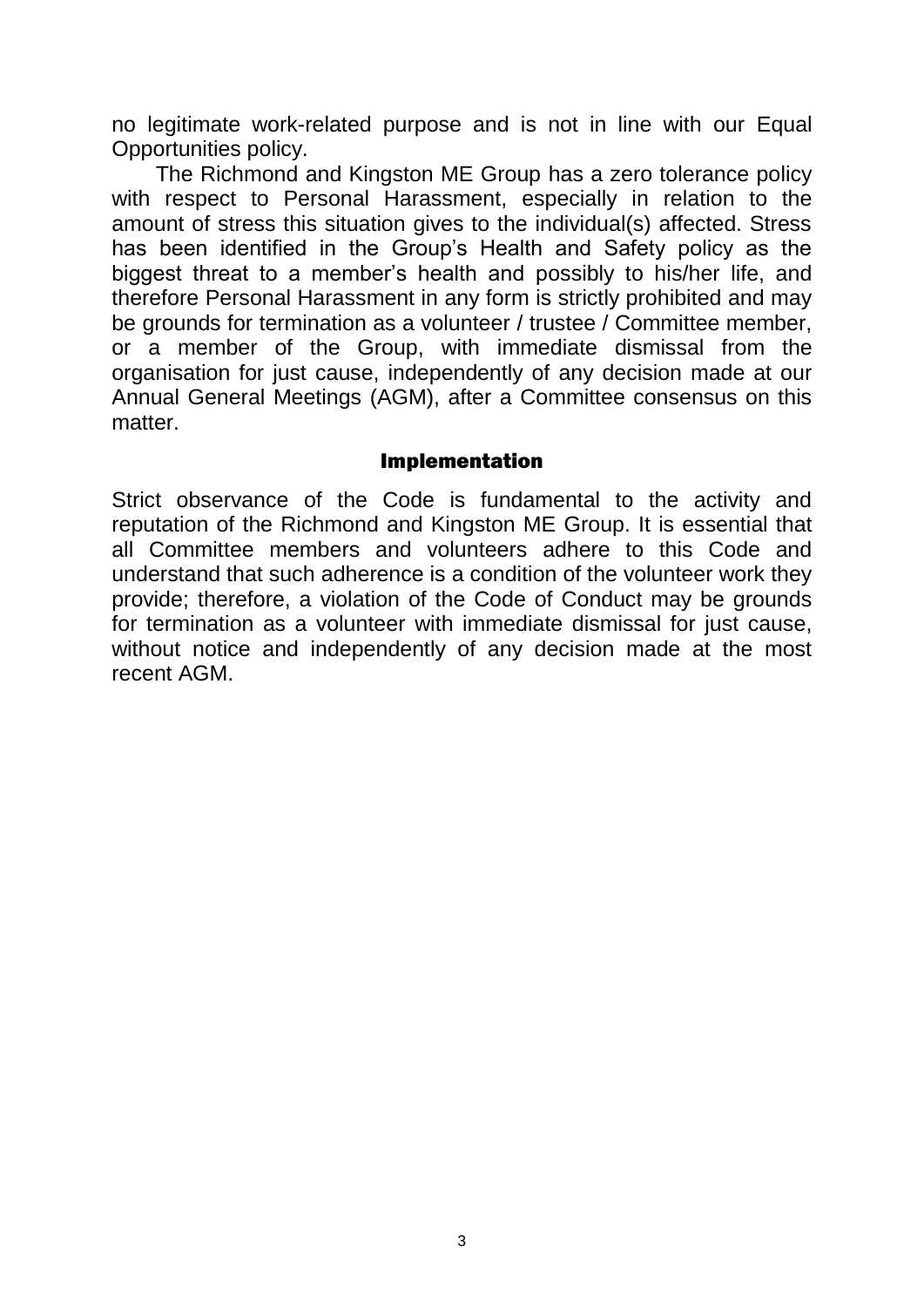no legitimate work-related purpose and is not in line with our Equal Opportunities policy.

The Richmond and Kingston ME Group has a zero tolerance policy with respect to Personal Harassment, especially in relation to the amount of stress this situation gives to the individual(s) affected. Stress has been identified in the Group's Health and Safety policy as the biggest threat to a member's health and possibly to his/her life, and therefore Personal Harassment in any form is strictly prohibited and may be grounds for termination as a volunteer / trustee / Committee member, or a member of the Group, with immediate dismissal from the organisation for just cause, independently of any decision made at our Annual General Meetings (AGM), after a Committee consensus on this matter.

## Implementation

Strict observance of the Code is fundamental to the activity and reputation of the Richmond and Kingston ME Group. It is essential that all Committee members and volunteers adhere to this Code and understand that such adherence is a condition of the volunteer work they provide; therefore, a violation of the Code of Conduct may be grounds for termination as a volunteer with immediate dismissal for just cause, without notice and independently of any decision made at the most recent AGM.